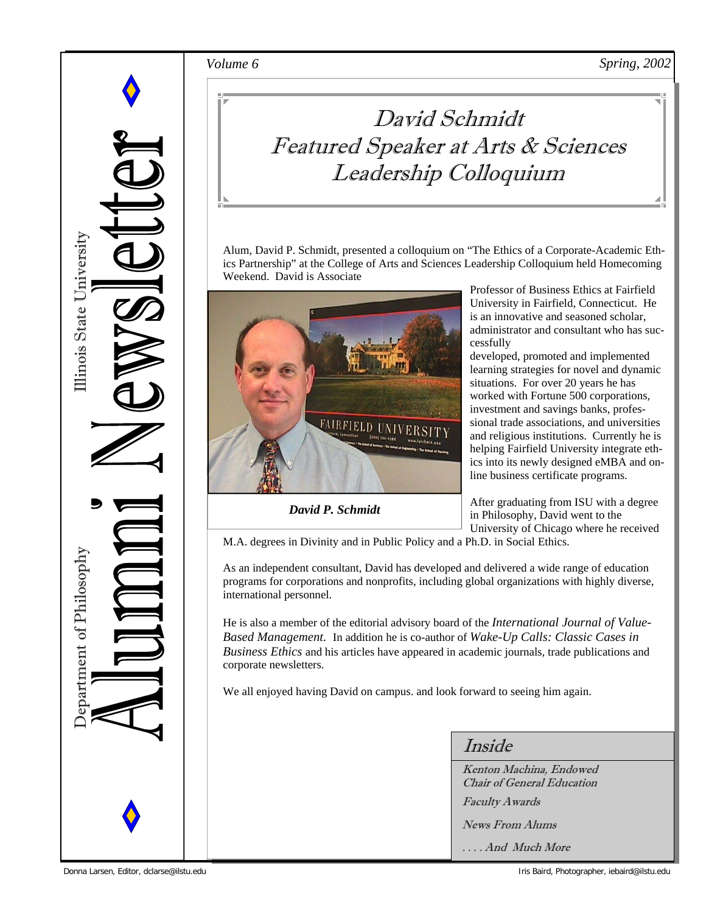# Illinois State University Department of Philosophy Alumni Newsletter

*Volume 6* *Spring, 2002*

## David Schmidt Featured Speaker at Arts & Sciences Leadership Colloquium

Alum, David P. Schmidt, presented a colloquium on "The Ethics of a Corporate-Academic Ethics Partnership" at the College of Arts and Sciences Leadership Colloquium held Homecoming Weekend. David is Associate Professor of Business Ethics at Fairfield University in Fairfield, Connecticut. He is an innovative and seasoned scholar, administrator and consultant who has successfully developed, promoted and implemented learning strategies for novel and dynamic situations. For over 20 years he has worked with Fortune 500 corporations, investment and savings banks, professional trade associations, and universities and religious institutions. Currently he is helping Fairfield University integrate ethics into its newly designed eMBA and online business certificate programs.

***David P. Schmidt***

After graduating from ISU with a degree in Philosophy, David went to the University of Chicago where he received M.A. degrees in Divinity and in Public Policy and a Ph.D. in Social Ethics.

As an independent consultant, David has developed and delivered a wide range of education programs for corporations and nonprofits, including global organizations with highly diverse, international personnel.

He is also a member of the editorial advisory board of the *International Journal of Value-Based Management*. In addition he is co-author of *Wake-Up Calls: Classic Cases in Business Ethics* and his articles have appeared in academic journals, trade publications and corporate newsletters.

We all enjoyed having David on campus. and look forward to seeing him again.

### Inside

*Kenton Machina, Endowed Chair of General Education*

*Faculty Awards*

*News From Alums*

*. . . . And Much More*

Donna Larsen, Editor, dclarse@ilstu.edu

Iris Baird, Photographer, iebaird@ilstu.edu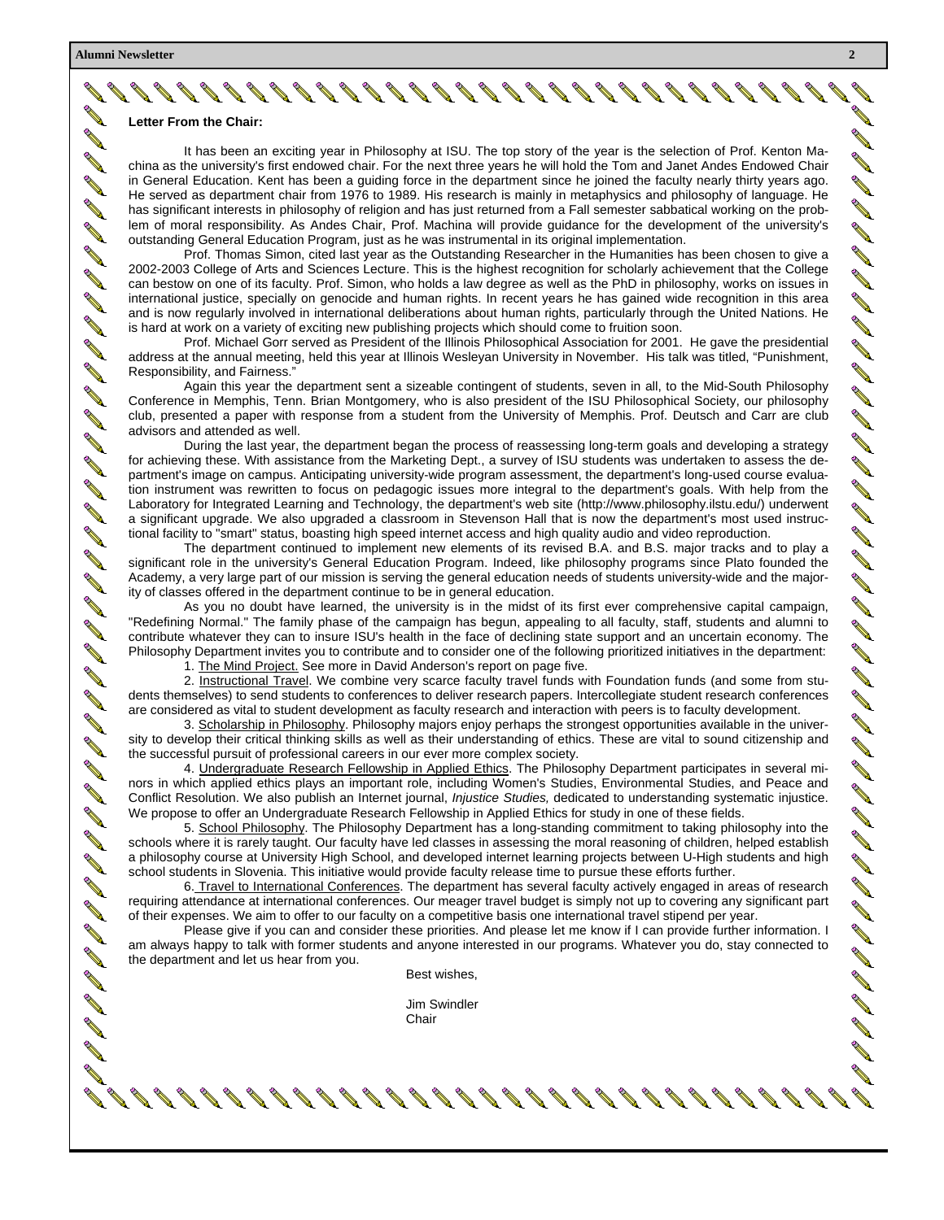**Letter From the Chair:**

It has been an exciting year in Philosophy at ISU. The top story of the year is the selection of Prof. Kenton Machina as the university's first endowed chair. For the next three years he will hold the Tom and Janet Andes Endowed Chair in General Education. Kent has been a guiding force in the department since he joined the faculty nearly thirty years ago. He served as department chair from 1976 to 1989. His research is mainly in metaphysics and philosophy of language. He has significant interests in philosophy of religion and has just returned from a Fall semester sabbatical working on the problem of moral responsibility. As Andes Chair, Prof. Machina will provide guidance for the development of the university's outstanding General Education Program, just as he was instrumental in its original implementation.

Prof. Thomas Simon, cited last year as the Outstanding Researcher in the Humanities has been chosen to give a 2002-2003 College of Arts and Sciences Lecture. This is the highest recognition for scholarly achievement that the College can bestow on one of its faculty. Prof. Simon, who holds a law degree as well as the PhD in philosophy, works on issues in international justice, specially on genocide and human rights. In recent years he has gained wide recognition in this area and is now regularly involved in international deliberations about human rights, particularly through the United Nations. He is hard at work on a variety of exciting new publishing projects which should come to fruition soon.

Prof. Michael Gorr served as President of the Illinois Philosophical Association for 2001. He gave the presidential address at the annual meeting, held this year at Illinois Wesleyan University in November. His talk was titled, "Punishment, Responsibility, and Fairness."

Again this year the department sent a sizeable contingent of students, seven in all, to the Mid-South Philosophy Conference in Memphis, Tenn. Brian Montgomery, who is also president of the ISU Philosophical Society, our philosophy club, presented a paper with response from a student from the University of Memphis. Prof. Deutsch and Carr are club advisors and attended as well.

During the last year, the department began the process of reassessing long-term goals and developing a strategy for achieving these. With assistance from the Marketing Dept., a survey of ISU students was undertaken to assess the department's image on campus. Anticipating university-wide program assessment, the department's long-used course evaluation instrument was rewritten to focus on pedagogic issues more integral to the department's goals. With help from the Laboratory for Integrated Learning and Technology, the department's web site (http://www.philosophy.ilstu.edu/) underwent a significant upgrade. We also upgraded a classroom in Stevenson Hall that is now the department's most used instructional facility to "smart" status, boasting high speed internet access and high quality audio and video reproduction.

The department continued to implement new elements of its revised B.A. and B.S. major tracks and to play a significant role in the university's General Education Program. Indeed, like philosophy programs since Plato founded the Academy, a very large part of our mission is serving the general education needs of students university-wide and the majority of classes offered in the department continue to be in general education.

As you no doubt have learned, the university is in the midst of its first ever comprehensive capital campaign, "Redefining Normal." The family phase of the campaign has begun, appealing to all faculty, staff, students and alumni to contribute whatever they can to insure ISU's health in the face of declining state support and an uncertain economy. The Philosophy Department invites you to contribute and to consider one of the following prioritized initiatives in the department:

1. The Mind Project. See more in David Anderson's report on page five.

2. Instructional Travel. We combine very scarce faculty travel funds with Foundation funds (and some from students themselves) to send students to conferences to deliver research papers. Intercollegiate student research conferences are considered as vital to student development as faculty research and interaction with peers is to faculty development.

3. Scholarship in Philosophy. Philosophy majors enjoy perhaps the strongest opportunities available in the university to develop their critical thinking skills as well as their understanding of ethics. These are vital to sound citizenship and the successful pursuit of professional careers in our ever more complex society.

4. Undergraduate Research Fellowship in Applied Ethics. The Philosophy Department participates in several minors in which applied ethics plays an important role, including Women's Studies, Environmental Studies, and Peace and Conflict Resolution. We also publish an Internet journal, *Injustice Studies,* dedicated to understanding systematic injustice. We propose to offer an Undergraduate Research Fellowship in Applied Ethics for study in one of these fields.

5. School Philosophy. The Philosophy Department has a long-standing commitment to taking philosophy into the schools where it is rarely taught. Our faculty have led classes in assessing the moral reasoning of children, helped establish a philosophy course at University High School, and developed internet learning projects between U-High students and high school students in Slovenia. This initiative would provide faculty release time to pursue these efforts further.

6. Travel to International Conferences. The department has several faculty actively engaged in areas of research requiring attendance at international conferences. Our meager travel budget is simply not up to covering any significant part of their expenses. We aim to offer to our faculty on a competitive basis one international travel stipend per year.

Please give if you can and consider these priorities. And please let me know if I can provide further information. I am always happy to talk with former students and anyone interested in our programs. Whatever you do, stay connected to the department and let us hear from you.

Best wishes,

Jim Swindler
Chair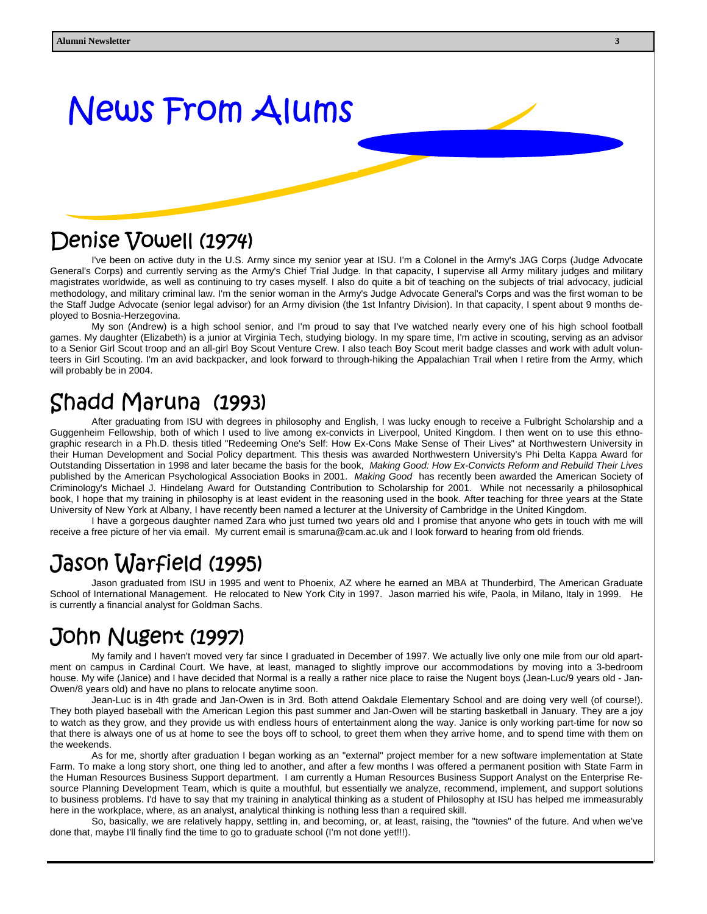# News From Alums

## Denise Vowell (1974)

I've been on active duty in the U.S. Army since my senior year at ISU. I'm a Colonel in the Army's JAG Corps (Judge Advocate General's Corps) and currently serving as the Army's Chief Trial Judge. In that capacity, I supervise all Army military judges and military magistrates worldwide, as well as continuing to try cases myself. I also do quite a bit of teaching on the subjects of trial advocacy, judicial methodology, and military criminal law. I'm the senior woman in the Army's Judge Advocate General's Corps and was the first woman to be the Staff Judge Advocate (senior legal advisor) for an Army division (the 1st Infantry Division). In that capacity, I spent about 9 months deployed to Bosnia-Herzegovina.

My son (Andrew) is a high school senior, and I'm proud to say that I've watched nearly every one of his high school football games. My daughter (Elizabeth) is a junior at Virginia Tech, studying biology. In my spare time, I'm active in scouting, serving as an advisor to a Senior Girl Scout troop and an all-girl Boy Scout Venture Crew. I also teach Boy Scout merit badge classes and work with adult volunteers in Girl Scouting. I'm an avid backpacker, and look forward to through-hiking the Appalachian Trail when I retire from the Army, which will probably be in 2004.

## Shadd Maruna (1993)

After graduating from ISU with degrees in philosophy and English, I was lucky enough to receive a Fulbright Scholarship and a Guggenheim Fellowship, both of which I used to live among ex-convicts in Liverpool, United Kingdom. I then went on to use this ethnographic research in a Ph.D. thesis titled "Redeeming One's Self: How Ex-Cons Make Sense of Their Lives" at Northwestern University in their Human Development and Social Policy department. This thesis was awarded Northwestern University's Phi Delta Kappa Award for Outstanding Dissertation in 1998 and later became the basis for the book, *Making Good: How Ex-Convicts Reform and Rebuild Their Lives* published by the American Psychological Association Books in 2001. *Making Good* has recently been awarded the American Society of Criminology's Michael J. Hindelang Award for Outstanding Contribution to Scholarship for 2001. While not necessarily a philosophical book, I hope that my training in philosophy is at least evident in the reasoning used in the book. After teaching for three years at the State University of New York at Albany, I have recently been named a lecturer at the University of Cambridge in the United Kingdom.

I have a gorgeous daughter named Zara who just turned two years old and I promise that anyone who gets in touch with me will receive a free picture of her via email. My current email is smaruna@cam.ac.uk and I look forward to hearing from old friends.

## Jason Warfield (1995)

Jason graduated from ISU in 1995 and went to Phoenix, AZ where he earned an MBA at Thunderbird, The American Graduate School of International Management. He relocated to New York City in 1997. Jason married his wife, Paola, in Milano, Italy in 1999. He is currently a financial analyst for Goldman Sachs.

## John Nugent (1997)

My family and I haven't moved very far since I graduated in December of 1997. We actually live only one mile from our old apartment on campus in Cardinal Court. We have, at least, managed to slightly improve our accommodations by moving into a 3-bedroom house. My wife (Janice) and I have decided that Normal is a really a rather nice place to raise the Nugent boys (Jean-Luc/9 years old - Jan-Owen/8 years old) and have no plans to relocate anytime soon.

Jean-Luc is in 4th grade and Jan-Owen is in 3rd. Both attend Oakdale Elementary School and are doing very well (of course!). They both played baseball with the American Legion this past summer and Jan-Owen will be starting basketball in January. They are a joy to watch as they grow, and they provide us with endless hours of entertainment along the way. Janice is only working part-time for now so that there is always one of us at home to see the boys off to school, to greet them when they arrive home, and to spend time with them on the weekends.

As for me, shortly after graduation I began working as an "external" project member for a new software implementation at State Farm. To make a long story short, one thing led to another, and after a few months I was offered a permanent position with State Farm in the Human Resources Business Support department. I am currently a Human Resources Business Support Analyst on the Enterprise Resource Planning Development Team, which is quite a mouthful, but essentially we analyze, recommend, implement, and support solutions to business problems. I'd have to say that my training in analytical thinking as a student of Philosophy at ISU has helped me immeasurably here in the workplace, where, as an analyst, analytical thinking is nothing less than a required skill.

So, basically, we are relatively happy, settling in, and becoming, or, at least, raising, the "townies" of the future. And when we've done that, maybe I'll finally find the time to go to graduate school (I'm not done yet!!!).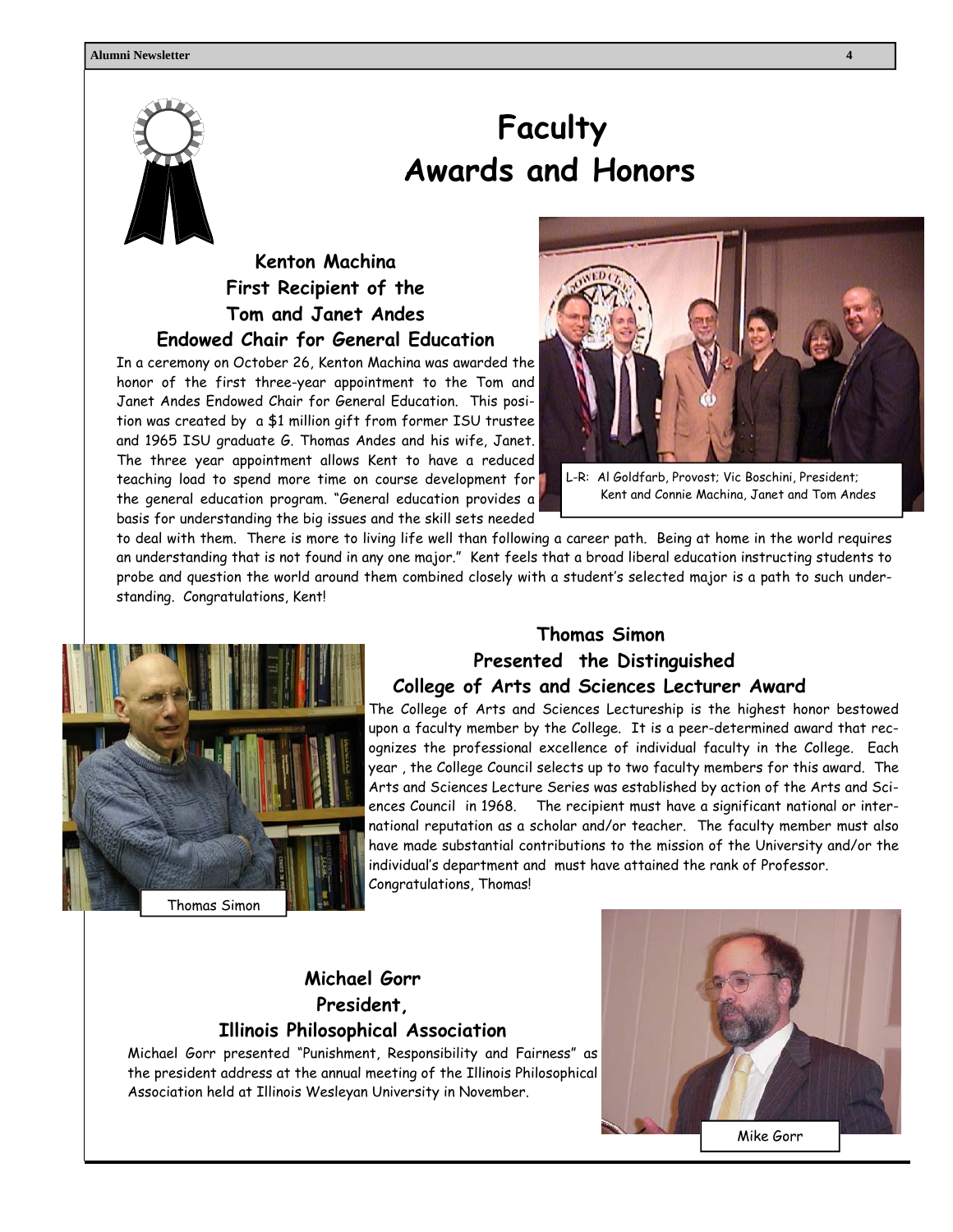# Faculty Awards and Honors

## Kenton Machina First Recipient of the Tom and Janet Andes Endowed Chair for General Education

In a ceremony on October 26, Kenton Machina was awarded the honor of the first three-year appointment to the Tom and Janet Andes Endowed Chair for General Education. This position was created by a $1 million gift from former ISU trustee and 1965 ISU graduate G. Thomas Andes and his wife, Janet. The three year appointment allows Kent to have a reduced teaching load to spend more time on course development for the general education program. "General education provides a basis for understanding the big issues and the skill sets needed to deal with them. There is more to living life well than following a career path. Being at home in the world requires an understanding that is not found in any one major." Kent feels that a broad liberal education instructing students to probe and question the world around them combined closely with a student's selected major is a path to such understanding. Congratulations, Kent!

L-R: Al Goldfarb, Provost; Vic Boschini, President; Kent and Connie Machina, Janet and Tom Andes

## Thomas Simon Presented the Distinguished College of Arts and Sciences Lecturer Award

The College of Arts and Sciences Lectureship is the highest honor bestowed upon a faculty member by the College. It is a peer-determined award that recognizes the professional excellence of individual faculty in the College. Each year , the College Council selects up to two faculty members for this award. The Arts and Sciences Lecture Series was established by action of the Arts and Sciences Council in 1968. The recipient must have a significant national or international reputation as a scholar and/or teacher. The faculty member must also have made substantial contributions to the mission of the University and/or the individual's department and must have attained the rank of Professor. Congratulations, Thomas!

Thomas Simon

## Michael Gorr President, Illinois Philosophical Association

Michael Gorr presented "Punishment, Responsibility and Fairness" as the president address at the annual meeting of the Illinois Philosophical Association held at Illinois Wesleyan University in November.

Mike Gorr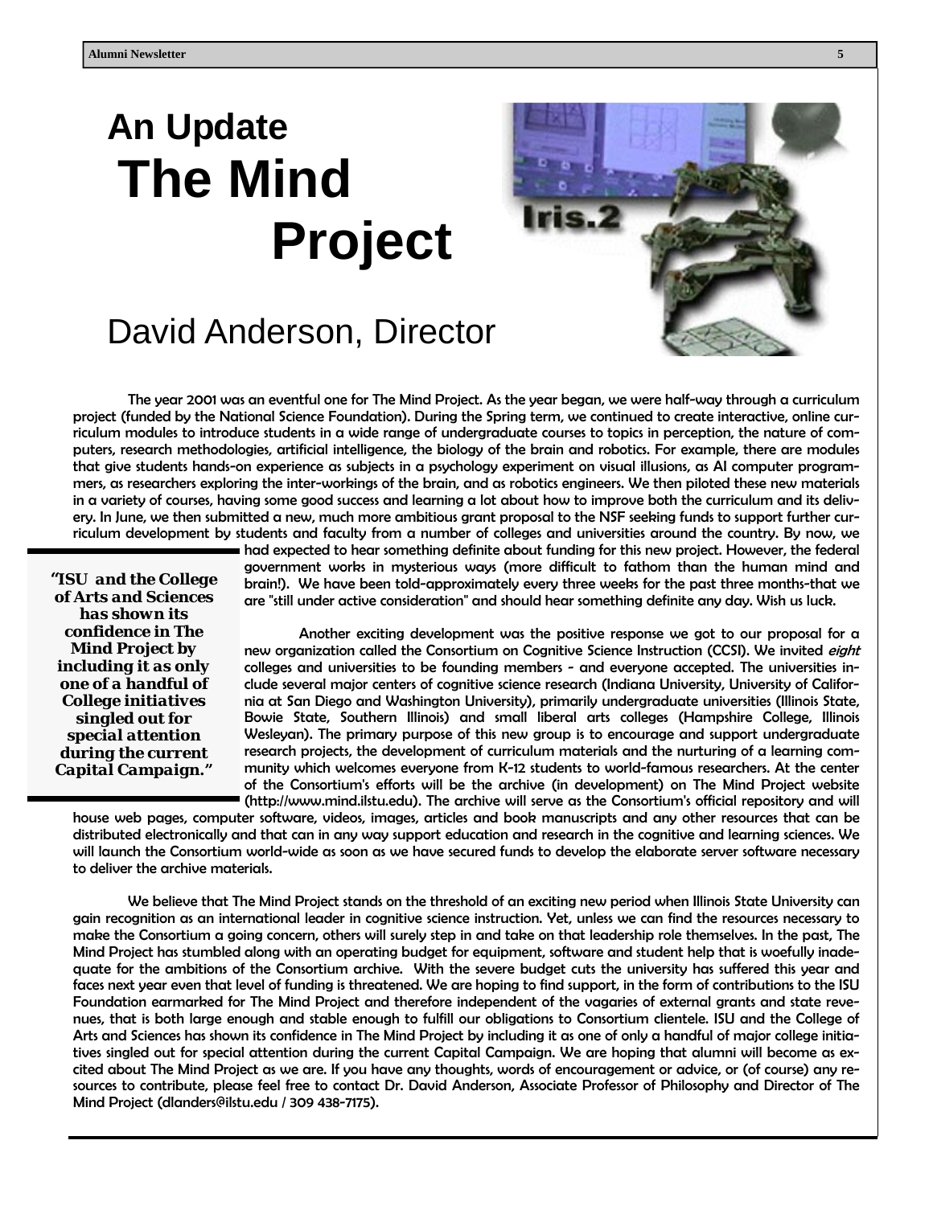# An Update
# The Mind Project

## David Anderson, Director

The year 2001 was an eventful one for The Mind Project. As the year began, we were half-way through a curriculum project (funded by the National Science Foundation). During the Spring term, we continued to create interactive, online curriculum modules to introduce students in a wide range of undergraduate courses to topics in perception, the nature of computers, research methodologies, artificial intelligence, the biology of the brain and robotics. For example, there are modules that give students hands-on experience as subjects in a psychology experiment on visual illusions, as AI computer programmers, as researchers exploring the inter-workings of the brain, and as robotics engineers. We then piloted these new materials in a variety of courses, having some good success and learning a lot about how to improve both the curriculum and its delivery. In June, we then submitted a new, much more ambitious grant proposal to the NSF seeking funds to support further curriculum development by students and faculty from a number of colleges and universities around the country. By now, we had expected to hear something definite about funding for this new project. However, the federal government works in mysterious ways (more difficult to fathom than the human mind and brain!). We have been told-approximately every three weeks for the past three months-that we are "still under active consideration" and should hear something definite any day. Wish us luck.

> **"ISU and the College of Arts and Sciences has shown its confidence in The Mind Project by including it as only one of a handful of College initiatives singled out for special attention during the current Capital Campaign."**

Another exciting development was the positive response we got to our proposal for a new organization called the Consortium on Cognitive Science Instruction (CCSI). We invited *eight* colleges and universities to be founding members - and everyone accepted. The universities include several major centers of cognitive science research (Indiana University, University of California at San Diego and Washington University), primarily undergraduate universities (Illinois State, Bowie State, Southern Illinois) and small liberal arts colleges (Hampshire College, Illinois Wesleyan). The primary purpose of this new group is to encourage and support undergraduate research projects, the development of curriculum materials and the nurturing of a learning community which welcomes everyone from K-12 students to world-famous researchers. At the center of the Consortium's efforts will be the archive (in development) on The Mind Project website (http://www.mind.ilstu.edu). The archive will serve as the Consortium's official repository and will house web pages, computer software, videos, images, articles and book manuscripts and any other resources that can be distributed electronically and that can in any way support education and research in the cognitive and learning sciences. We will launch the Consortium world-wide as soon as we have secured funds to develop the elaborate server software necessary to deliver the archive materials.

We believe that The Mind Project stands on the threshold of an exciting new period when Illinois State University can gain recognition as an international leader in cognitive science instruction. Yet, unless we can find the resources necessary to make the Consortium a going concern, others will surely step in and take on that leadership role themselves. In the past, The Mind Project has stumbled along with an operating budget for equipment, software and student help that is woefully inadequate for the ambitions of the Consortium archive. With the severe budget cuts the university has suffered this year and faces next year even that level of funding is threatened. We are hoping to find support, in the form of contributions to the ISU Foundation earmarked for The Mind Project and therefore independent of the vagaries of external grants and state revenues, that is both large enough and stable enough to fulfill our obligations to Consortium clientele. ISU and the College of Arts and Sciences has shown its confidence in The Mind Project by including it as one of only a handful of major college initiatives singled out for special attention during the current Capital Campaign. We are hoping that alumni will become as excited about The Mind Project as we are. If you have any thoughts, words of encouragement or advice, or (of course) any resources to contribute, please feel free to contact Dr. David Anderson, Associate Professor of Philosophy and Director of The Mind Project (dlanders@ilstu.edu / 309 438-7175).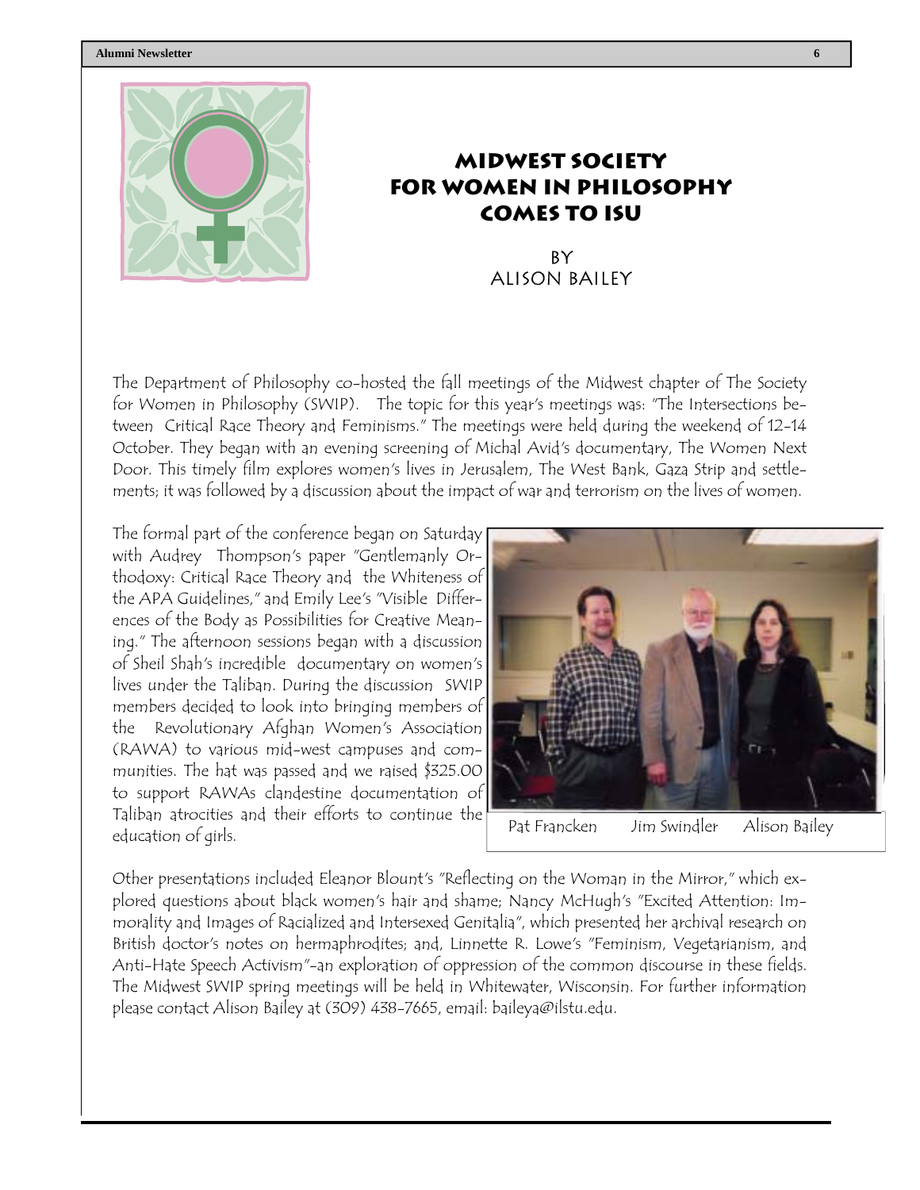# MIDWEST SOCIETY FOR WOMEN IN PHILOSOPHY COMES TO ISU

BY
ALISON BAILEY

The Department of Philosophy co-hosted the fall meetings of the Midwest chapter of The Society for Women in Philosophy (SWIP). The topic for this year's meetings was: "The Intersections between Critical Race Theory and Feminisms." The meetings were held during the weekend of 12-14 October. They began with an evening screening of Michal Avid's documentary, The Women Next Door. This timely film explores women's lives in Jerusalem, The West Bank, Gaza Strip and settlements; it was followed by a discussion about the impact of war and terrorism on the lives of women.

The formal part of the conference began on Saturday with Audrey Thompson's paper "Gentlemanly Orthodoxy: Critical Race Theory and the Whiteness of the APA Guidelines," and Emily Lee's "Visible Differences of the Body as Possibilities for Creative Meaning." The afternoon sessions began with a discussion of Sheil Shah's incredible documentary on women's lives under the Taliban. During the discussion SWIP members decided to look into bringing members of the Revolutionary Afghan Women's Association (RAWA) to various mid-west campuses and communities. The hat was passed and we raised $325.00 to support RAWAs clandestine documentation of Taliban atrocities and their efforts to continue the education of girls.

Pat Francken Jim Swindler Alison Bailey

Other presentations included Eleanor Blount's "Reflecting on the Woman in the Mirror," which explored questions about black women's hair and shame; Nancy McHugh's "Excited Attention: Immorality and Images of Racialized and Intersexed Genitalia", which presented her archival research on British doctor's notes on hermaphrodites; and, Linnette R. Lowe's "Feminism, Vegetarianism, and Anti-Hate Speech Activism"-an exploration of oppression of the common discourse in these fields. The Midwest SWIP spring meetings will be held in Whitewater, Wisconsin. For further information please contact Alison Bailey at (309) 438-7665, email: baileya@ilstu.edu.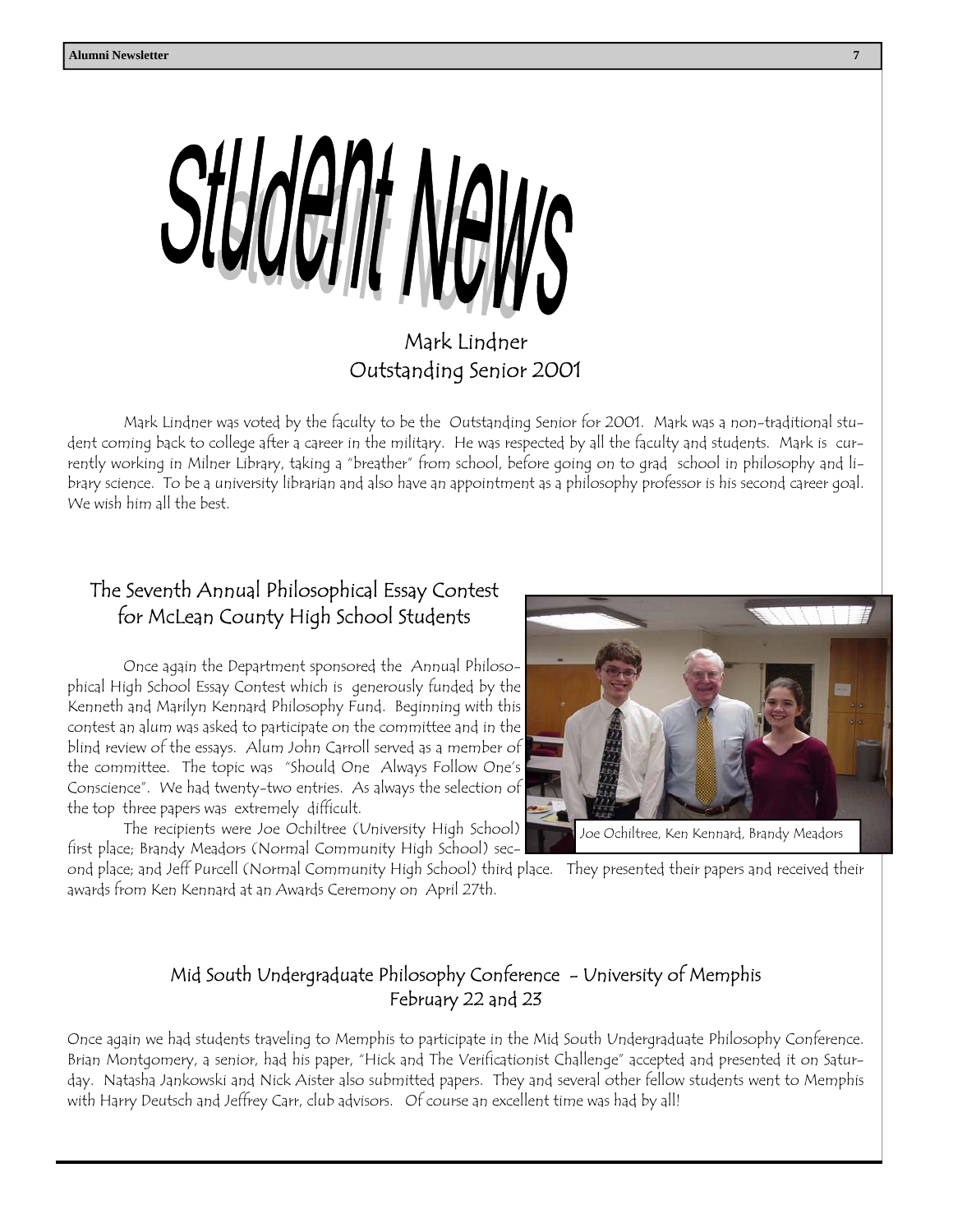# Student News

## Mark Lindner
## Outstanding Senior 2001

Mark Lindner was voted by the faculty to be the Outstanding Senior for 2001. Mark was a non-traditional student coming back to college after a career in the military. He was respected by all the faculty and students. Mark is currently working in Milner Library, taking a "breather" from school, before going on to grad school in philosophy and library science. To be a university librarian and also have an appointment as a philosophy professor is his second career goal. We wish him all the best.

## The Seventh Annual Philosophical Essay Contest for McLean County High School Students

Once again the Department sponsored the Annual Philosophical High School Essay Contest which is generously funded by the Kenneth and Marilyn Kennard Philosophy Fund. Beginning with this contest an alum was asked to participate on the committee and in the blind review of the essays. Alum John Carroll served as a member of the committee. The topic was "Should One Always Follow One's Conscience". We had twenty-two entries. As always the selection of the top three papers was extremely difficult.

The recipients were Joe Ochiltree (University High School) first place; Brandy Meadors (Normal Community High School) second place; and Jeff Purcell (Normal Community High School) third place. They presented their papers and received their awards from Ken Kennard at an Awards Ceremony on April 27th.

Joe Ochiltree, Ken Kennard, Brandy Meadors

## Mid South Undergraduate Philosophy Conference - University of Memphis February 22 and 23

Once again we had students traveling to Memphis to participate in the Mid South Undergraduate Philosophy Conference. Brian Montgomery, a senior, had his paper, "Hick and The Verificationist Challenge" accepted and presented it on Saturday. Natasha Jankowski and Nick Aister also submitted papers. They and several other fellow students went to Memphis with Harry Deutsch and Jeffrey Carr, club advisors. Of course an excellent time was had by all!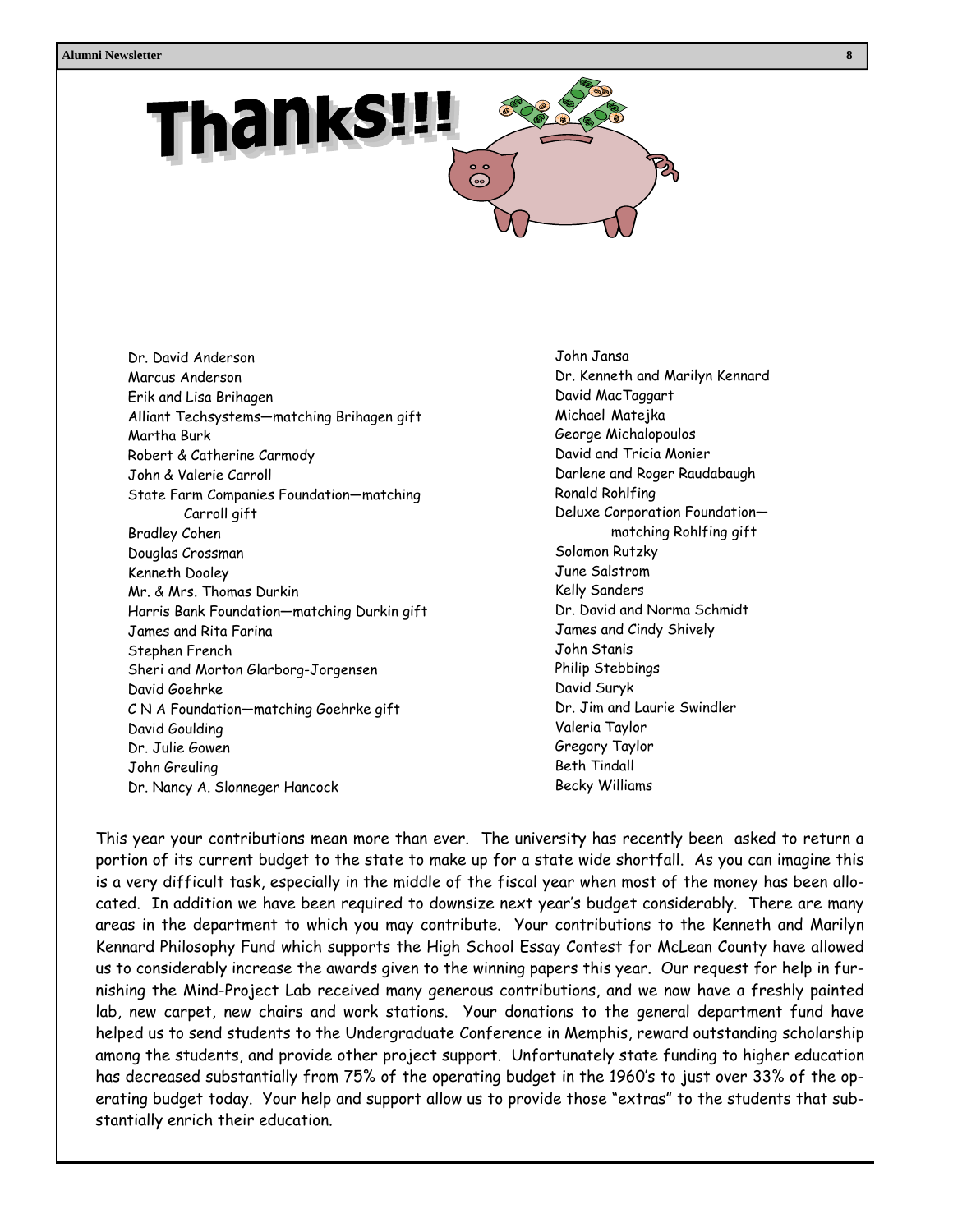# Thanks!!!

Dr. David Anderson
Marcus Anderson
Erik and Lisa Brihagen
Alliant Techsystems—matching Brihagen gift
Martha Burk
Robert & Catherine Carmody
John & Valerie Carroll
State Farm Companies Foundation—matching Carroll gift
Bradley Cohen
Douglas Crossman
Kenneth Dooley
Mr. & Mrs. Thomas Durkin
Harris Bank Foundation—matching Durkin gift
James and Rita Farina
Stephen French
Sheri and Morton Glarborg-Jorgensen
David Goehrke
C N A Foundation—matching Goehrke gift
David Goulding
Dr. Julie Gowen
John Greuling
Dr. Nancy A. Slonneger Hancock
John Jansa
Dr. Kenneth and Marilyn Kennard
David MacTaggart
Michael Matejka
George Michalopoulos
David and Tricia Monier
Darlene and Roger Raudabaugh
Ronald Rohlfing
Deluxe Corporation Foundation—matching Rohlfing gift
Solomon Rutzky
June Salstrom
Kelly Sanders
Dr. David and Norma Schmidt
James and Cindy Shively
John Stanis
Philip Stebbings
David Suryk
Dr. Jim and Laurie Swindler
Valeria Taylor
Gregory Taylor
Beth Tindall
Becky Williams

This year your contributions mean more than ever. The university has recently been asked to return a portion of its current budget to the state to make up for a state wide shortfall. As you can imagine this is a very difficult task, especially in the middle of the fiscal year when most of the money has been allocated. In addition we have been required to downsize next year's budget considerably. There are many areas in the department to which you may contribute. Your contributions to the Kenneth and Marilyn Kennard Philosophy Fund which supports the High School Essay Contest for McLean County have allowed us to considerably increase the awards given to the winning papers this year. Our request for help in furnishing the Mind-Project Lab received many generous contributions, and we now have a freshly painted lab, new carpet, new chairs and work stations. Your donations to the general department fund have helped us to send students to the Undergraduate Conference in Memphis, reward outstanding scholarship among the students, and provide other project support. Unfortunately state funding to higher education has decreased substantially from 75% of the operating budget in the 1960's to just over 33% of the operating budget today. Your help and support allow us to provide those "extras" to the students that substantially enrich their education.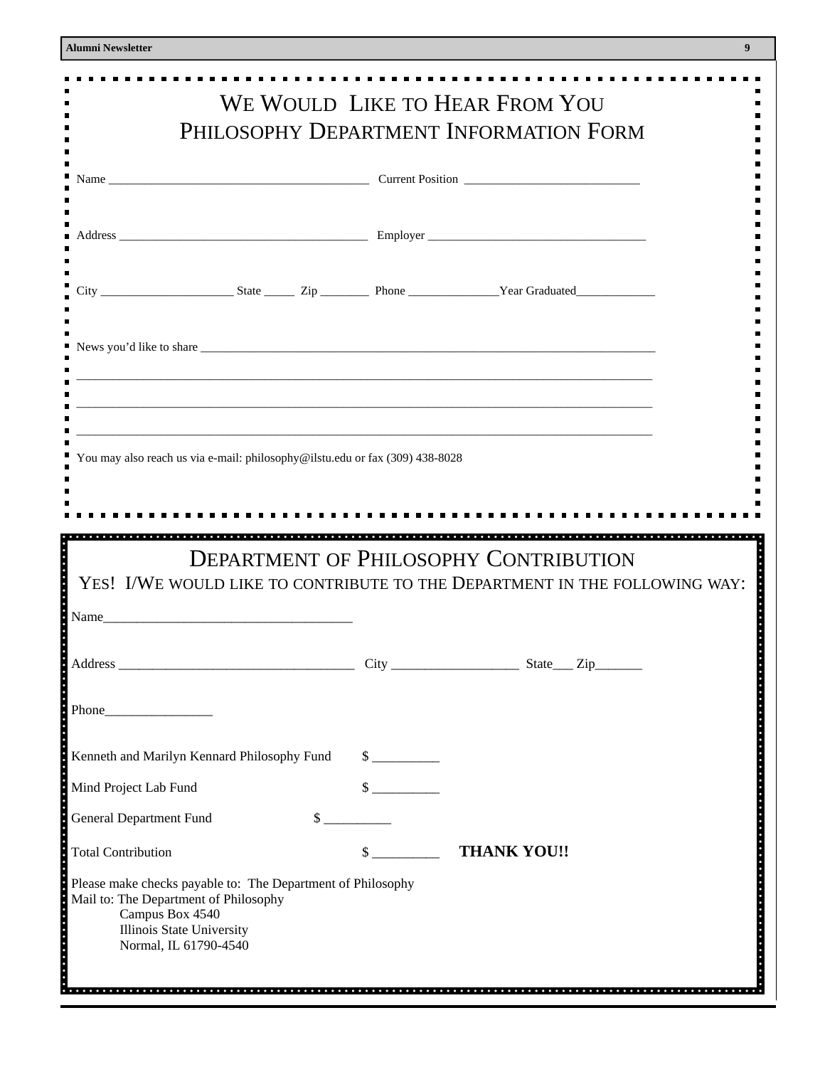# We Would Like to Hear From You
## Philosophy Department Information Form

Name ________________________________________ Current Position ____________________________

Address ________________________________________ Employer ___________________________________

City _____________________ State _____ Zip ________ Phone ______________Year Graduated_____________

News you'd like to share ___________________________________________________________________________

_____________________________________________________________________________________________

_____________________________________________________________________________________________

_____________________________________________________________________________________________

You may also reach us via e-mail: philosophy@ilstu.edu or fax (309) 438-8028

# Department of Philosophy Contribution
## Yes! I/We would like to contribute to the Department in the following way:

Name___________________________________

Address ___________________________________ City ___________________ State___ Zip_______

Phone________________

Kenneth and Marilyn Kennard Philosophy Fund $ _________

Mind Project Lab Fund $ _________

General Department Fund $ _________

Total Contribution $ _________ **THANK YOU!!**

Please make checks payable to: The Department of Philosophy
Mail to: The Department of Philosophy
Campus Box 4540
Illinois State University
Normal, IL 61790-4540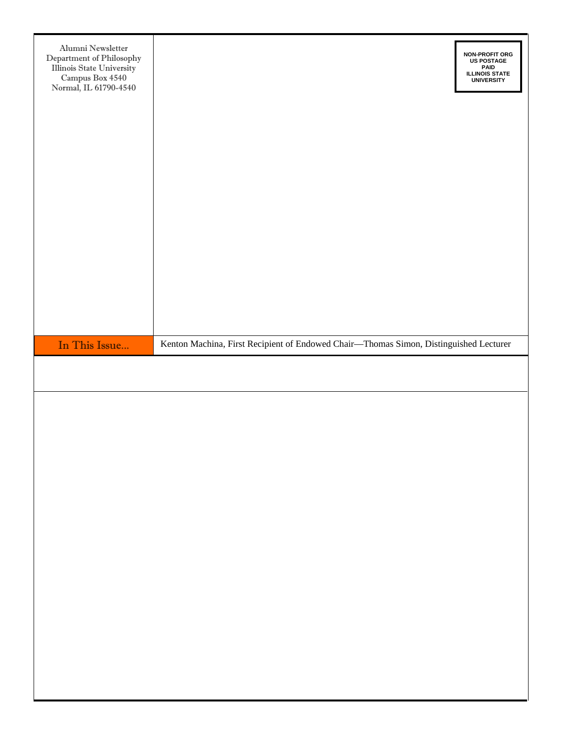Alumni Newsletter
Department of Philosophy
Illinois State University
Campus Box 4540
Normal, IL 61790-4540

NON-PROFIT ORG
US POSTAGE
PAID
ILLINOIS STATE
UNIVERSITY

**In This Issue...**

Kenton Machina, First Recipient of Endowed Chair—Thomas Simon, Distinguished Lecturer